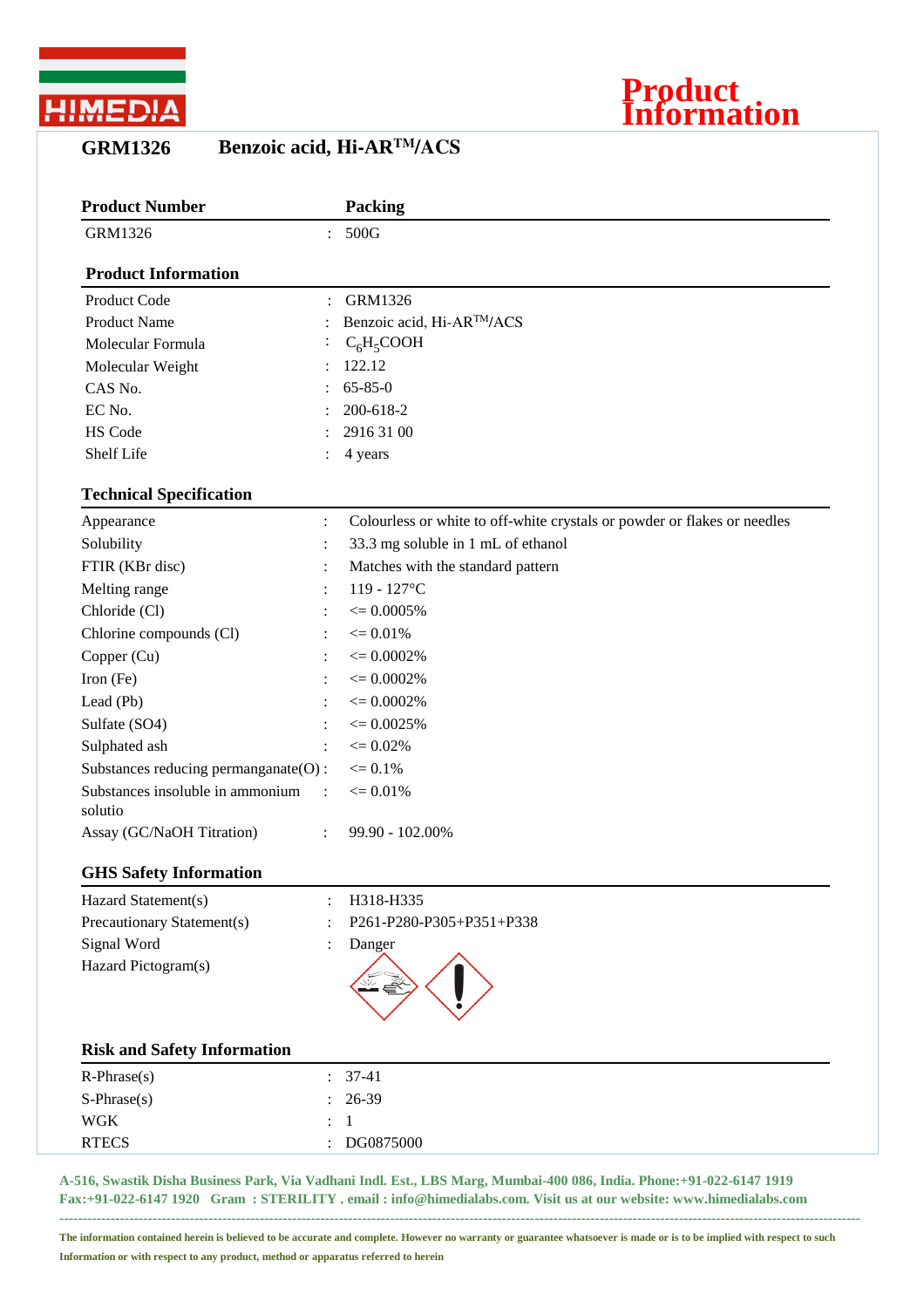HIMEDIA

# Product Information

## GRM1326 Benzoic acid, Hi-AR™/ACS

| Product Number | | Packing |
|---|---|---|
| GRM1326 | : | 500G |

### Product Information

| | | |
|---|---|---|
| Product Code | : | GRM1326 |
| Product Name | : | Benzoic acid, Hi-AR™/ACS |
| Molecular Formula | : | $C_6H_5COOH$ |
| Molecular Weight | : | 122.12 |
| CAS No. | : | 65-85-0 |
| EC No. | : | 200-618-2 |
| HS Code | : | 2916 31 00 |
| Shelf Life | : | 4 years |

### Technical Specification

| | | |
|---|---|---|
| Appearance | : | Colourless or white to off-white crystals or powder or flakes or needles |
| Solubility | : | 33.3 mg soluble in 1 mL of ethanol |
| FTIR (KBr disc) | : | Matches with the standard pattern |
| Melting range | : | 119 - 127°C |
| Chloride (Cl) | : | <= 0.0005% |
| Chlorine compounds (Cl) | : | <= 0.01% |
| Copper (Cu) | : | <= 0.0002% |
| Iron (Fe) | : | <= 0.0002% |
| Lead (Pb) | : | <= 0.0002% |
| Sulfate (SO4) | : | <= 0.0025% |
| Sulphated ash | : | <= 0.02% |
| Substances reducing permanganate(O) | : | <= 0.1% |
| Substances insoluble in ammonium solutio | : | <= 0.01% |
| Assay (GC/NaOH Titration) | : | 99.90 - 102.00% |

### GHS Safety Information

| | | |
|---|---|---|
| Hazard Statement(s) | : | H318-H335 |
| Precautionary Statement(s) | : | P261-P280-P305+P351+P338 |
| Signal Word | : | Danger |
| Hazard Pictogram(s) | | |

### Risk and Safety Information

| | | |
|---|---|---|
| R-Phrase(s) | : | 37-41 |
| S-Phrase(s) | : | 26-39 |
| WGK | : | 1 |
| RTECS | : | DG0875000 |

**A-516, Swastik Disha Business Park, Via Vadhani Indl. Est., LBS Marg, Mumbai-400 086, India. Phone:+91-022-6147 1919 Fax:+91-022-6147 1920 Gram : STERILITY . email : info@himedialabs.com. Visit us at our website: www.himedialabs.com**

**The information contained herein is believed to be accurate and complete. However no warranty or guarantee whatsoever is made or is to be implied with respect to such Information or with respect to any product, method or apparatus referred to herein**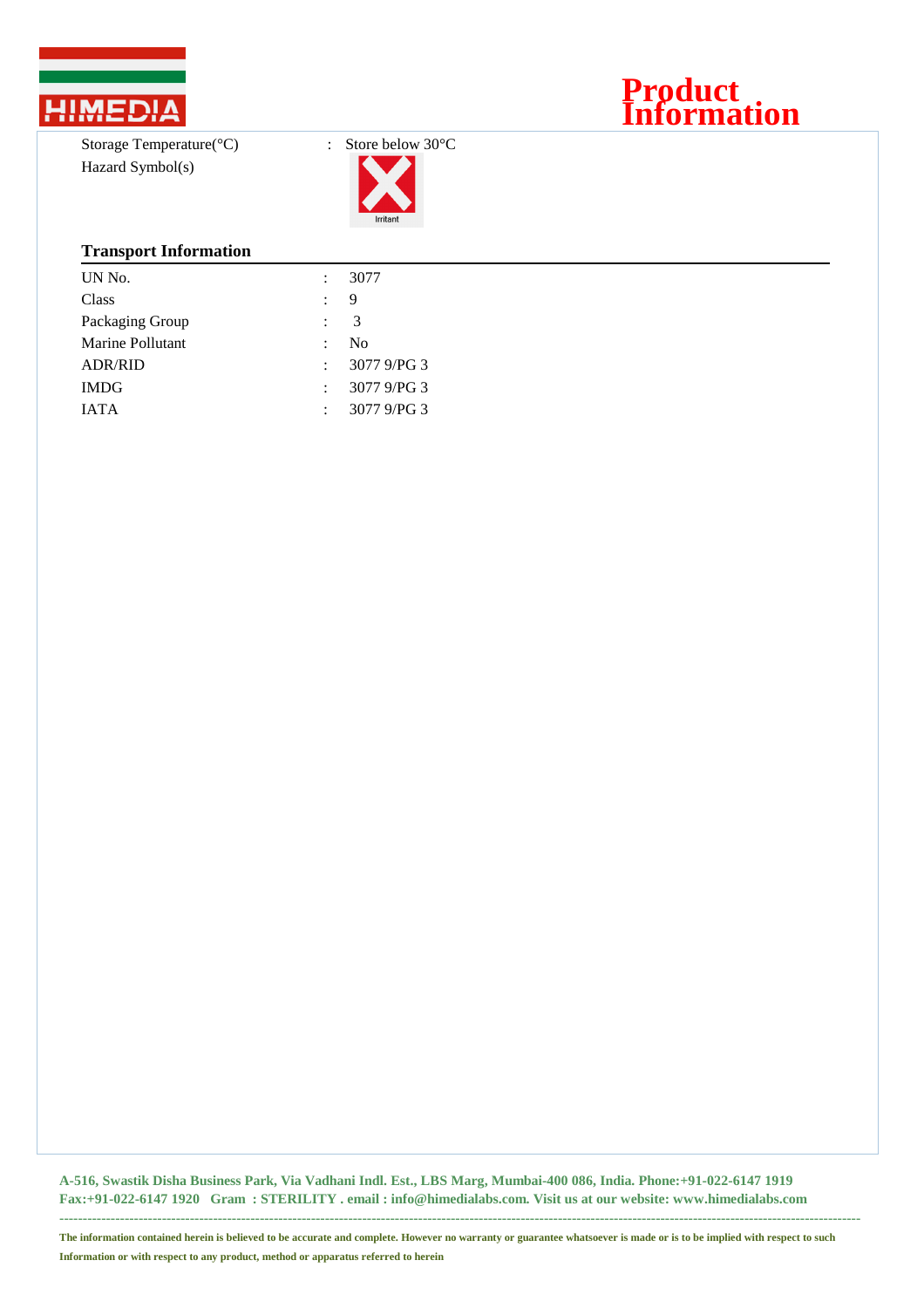Storage Temperature(°C) : Store below 30°C

Hazard Symbol(s)

Irritant

## Transport Information

| | | |
|---|---|---|
| UN No. | : | 3077 |
| Class | : | 9 |
| Packaging Group | : | 3 |
| Marine Pollutant | : | No |
| ADR/RID | : | 3077 9/PG 3 |
| IMDG | : | 3077 9/PG 3 |
| IATA | : | 3077 9/PG 3 |

**A-516, Swastik Disha Business Park, Via Vadhani Indl. Est., LBS Marg, Mumbai-400 086, India. Phone:+91-022-6147 1919 Fax:+91-022-6147 1920 Gram : STERILITY . email : info@himedialabs.com. Visit us at our website: www.himedialabs.com**

**The information contained herein is believed to be accurate and complete. However no warranty or guarantee whatsoever is made or is to be implied with respect to such Information or with respect to any product, method or apparatus referred to herein**